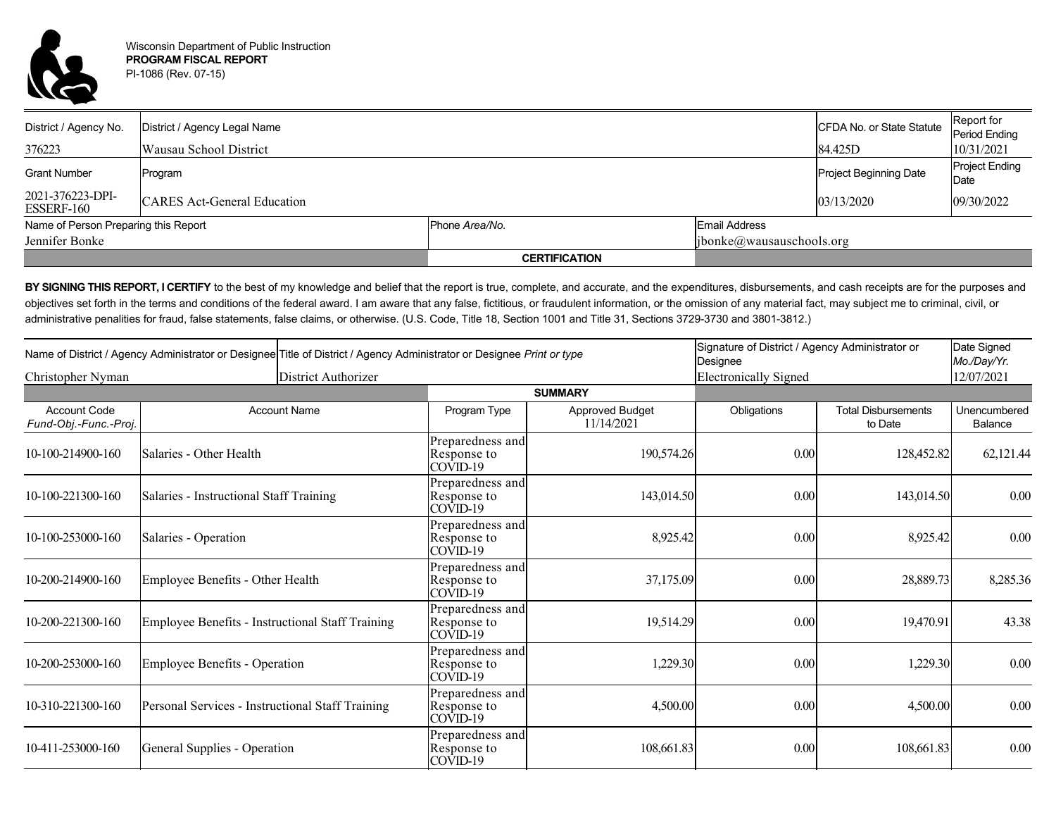Wisconsin Department of Public Instruction
**PROGRAM FISCAL REPORT**
PI-1086 (Rev. 07-15)

| District / Agency No. | District / Agency Legal Name | CFDA No. or State Statute | Report for Period Ending |
|---|---|---|---|
| 376223 | Wausau School District | 84.425D | 10/31/2021 |

| Grant Number | Program | Project Beginning Date | Project Ending Date |
|---|---|---|---|
| 2021-376223-DPI-ESSERF-160 | CARES Act-General Education | 03/13/2020 | 09/30/2022 |

| Name of Person Preparing this Report | Phone *Area/No.* | Email Address |
|---|---|---|
| Jennifer Bonke | | jbonke@wausauschools.org |

**CERTIFICATION**

**BY SIGNING THIS REPORT, I CERTIFY** to the best of my knowledge and belief that the report is true, complete, and accurate, and the expenditures, disbursements, and cash receipts are for the purposes and objectives set forth in the terms and conditions of the federal award. I am aware that any false, fictitious, or fraudulent information, or the omission of any material fact, may subject me to criminal, civil, or administrative penalities for fraud, false statements, false claims, or otherwise. (U.S. Code, Title 18, Section 1001 and Title 31, Sections 3729-3730 and 3801-3812.)

| Name of District / Agency Administrator or Designee | Title of District / Agency Administrator or Designee *Print or type* | Signature of District / Agency Administrator or Designee | Date Signed *Mo./Day/Yr.* |
|---|---|---|---|
| Christopher Nyman | District Authorizer | Electronically Signed | 12/07/2021 |

**SUMMARY**

| Account Code *Fund-Obj.-Func.-Proj.* | Account Name | Program Type | Approved Budget 11/14/2021 | Obligations | Total Disbursements to Date | Unencumbered Balance |
|---|---|---|---|---|---|---|
| 10-100-214900-160 | Salaries - Other Health | Preparedness and Response to COVID-19 | 190,574.26 | 0.00 | 128,452.82 | 62,121.44 |
| 10-100-221300-160 | Salaries - Instructional Staff Training | Preparedness and Response to COVID-19 | 143,014.50 | 0.00 | 143,014.50 | 0.00 |
| 10-100-253000-160 | Salaries - Operation | Preparedness and Response to COVID-19 | 8,925.42 | 0.00 | 8,925.42 | 0.00 |
| 10-200-214900-160 | Employee Benefits - Other Health | Preparedness and Response to COVID-19 | 37,175.09 | 0.00 | 28,889.73 | 8,285.36 |
| 10-200-221300-160 | Employee Benefits - Instructional Staff Training | Preparedness and Response to COVID-19 | 19,514.29 | 0.00 | 19,470.91 | 43.38 |
| 10-200-253000-160 | Employee Benefits - Operation | Preparedness and Response to COVID-19 | 1,229.30 | 0.00 | 1,229.30 | 0.00 |
| 10-310-221300-160 | Personal Services - Instructional Staff Training | Preparedness and Response to COVID-19 | 4,500.00 | 0.00 | 4,500.00 | 0.00 |
| 10-411-253000-160 | General Supplies - Operation | Preparedness and Response to COVID-19 | 108,661.83 | 0.00 | 108,661.83 | 0.00 |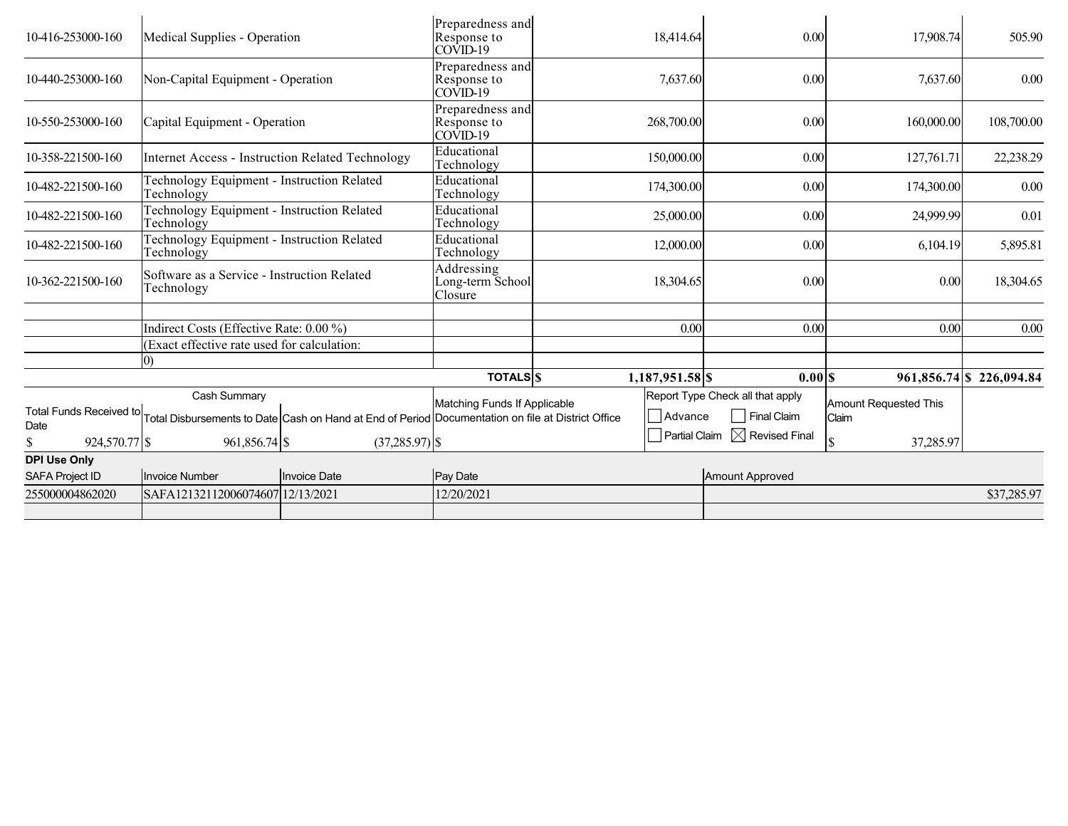| | | | | | | |
|---|---|---|---|---|---|---|
| 10-416-253000-160 | Medical Supplies - Operation | Preparedness and Response to COVID-19 | 18,414.64 | 0.00 | 17,908.74 | 505.90 |
| 10-440-253000-160 | Non-Capital Equipment - Operation | Preparedness and Response to COVID-19 | 7,637.60 | 0.00 | 7,637.60 | 0.00 |
| 10-550-253000-160 | Capital Equipment - Operation | Preparedness and Response to COVID-19 | 268,700.00 | 0.00 | 160,000.00 | 108,700.00 |
| 10-358-221500-160 | Internet Access - Instruction Related Technology | Educational Technology | 150,000.00 | 0.00 | 127,761.71 | 22,238.29 |
| 10-482-221500-160 | Technology Equipment - Instruction Related Technology | Educational Technology | 174,300.00 | 0.00 | 174,300.00 | 0.00 |
| 10-482-221500-160 | Technology Equipment - Instruction Related Technology | Educational Technology | 25,000.00 | 0.00 | 24,999.99 | 0.01 |
| 10-482-221500-160 | Technology Equipment - Instruction Related Technology | Educational Technology | 12,000.00 | 0.00 | 6,104.19 | 5,895.81 |
| 10-362-221500-160 | Software as a Service - Instruction Related Technology | Addressing Long-term School Closure | 18,304.65 | 0.00 | 0.00 | 18,304.65 |
| | | | | | | |
| | Indirect Costs (Effective Rate: 0.00 %) | | 0.00 | 0.00 | 0.00 | 0.00 |
| | (Exact effective rate used for calculation: 0) | | | | | |
| | | **TOTALS** | **$ 1,187,951.58** | **$ 0.00** | **$ 961,856.74** | **$ 226,094.84** |

| Total Funds Received to Date | Total Disbursements to Date | Cash on Hand at End of Period | Matching Funds If Applicable Documentation on file at District Office | Report Type Check all that apply | Amount Requested This Claim |
|---|---|---|---|---|---|
| $ 924,570.77 | $ 961,856.74 | $ (37,285.97) | $ | ☐ Advance ☐ Final Claim ☐ Partial Claim ☒ Revised Final | $ 37,285.97 |

Cash Summary

**DPI Use Only**

| SAFA Project ID | Invoice Number | Invoice Date | Pay Date | Amount Approved |
|---|---|---|---|---|
| 255000004862020 | SAFA12132112006074607 | 12/13/2021 | 12/20/2021 | $37,285.97 |
| | | | | |